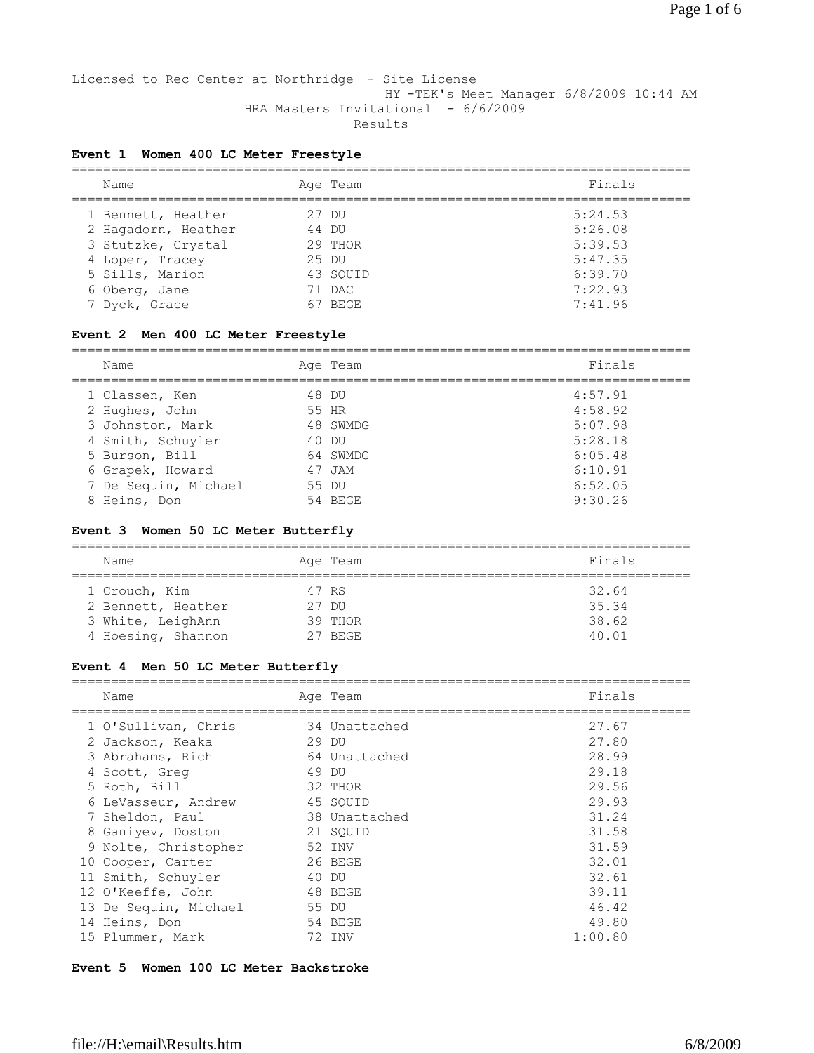Licensed to Rec Center at Northridge - Site License
HY -TEK's Meet Manager 6/8/2009 10:44 AM

HRA Masters Invitational - 6/6/2009

Results

### Event 1 Women 400 LC Meter Freestyle

| | Name | Age | Team | Finals |
|---|---|---|---|---|
| 1 | Bennett, Heather | 27 | DU | 5:24.53 |
| 2 | Hagadorn, Heather | 44 | DU | 5:26.08 |
| 3 | Stutzke, Crystal | 29 | THOR | 5:39.53 |
| 4 | Loper, Tracey | 25 | DU | 5:47.35 |
| 5 | Sills, Marion | 43 | SQUID | 6:39.70 |
| 6 | Oberg, Jane | 71 | DAC | 7:22.93 |
| 7 | Dyck, Grace | 67 | BEGE | 7:41.96 |

### Event 2 Men 400 LC Meter Freestyle

| | Name | Age | Team | Finals |
|---|---|---|---|---|
| 1 | Classen, Ken | 48 | DU | 4:57.91 |
| 2 | Hughes, John | 55 | HR | 4:58.92 |
| 3 | Johnston, Mark | 48 | SWMDG | 5:07.98 |
| 4 | Smith, Schuyler | 40 | DU | 5:28.18 |
| 5 | Burson, Bill | 64 | SWMDG | 6:05.48 |
| 6 | Grapek, Howard | 47 | JAM | 6:10.91 |
| 7 | De Sequin, Michael | 55 | DU | 6:52.05 |
| 8 | Heins, Don | 54 | BEGE | 9:30.26 |

### Event 3 Women 50 LC Meter Butterfly

| | Name | Age | Team | Finals |
|---|---|---|---|---|
| 1 | Crouch, Kim | 47 | RS | 32.64 |
| 2 | Bennett, Heather | 27 | DU | 35.34 |
| 3 | White, LeighAnn | 39 | THOR | 38.62 |
| 4 | Hoesing, Shannon | 27 | BEGE | 40.01 |

### Event 4 Men 50 LC Meter Butterfly

| | Name | Age | Team | Finals |
|---|---|---|---|---|
| 1 | O'Sullivan, Chris | 34 | Unattached | 27.67 |
| 2 | Jackson, Keaka | 29 | DU | 27.80 |
| 3 | Abrahams, Rich | 64 | Unattached | 28.99 |
| 4 | Scott, Greg | 49 | DU | 29.18 |
| 5 | Roth, Bill | 32 | THOR | 29.56 |
| 6 | LeVasseur, Andrew | 45 | SQUID | 29.93 |
| 7 | Sheldon, Paul | 38 | Unattached | 31.24 |
| 8 | Ganiyev, Doston | 21 | SQUID | 31.58 |
| 9 | Nolte, Christopher | 52 | INV | 31.59 |
| 10 | Cooper, Carter | 26 | BEGE | 32.01 |
| 11 | Smith, Schuyler | 40 | DU | 32.61 |
| 12 | O'Keeffe, John | 48 | BEGE | 39.11 |
| 13 | De Sequin, Michael | 55 | DU | 46.42 |
| 14 | Heins, Don | 54 | BEGE | 49.80 |
| 15 | Plummer, Mark | 72 | INV | 1:00.80 |

### Event 5 Women 100 LC Meter Backstroke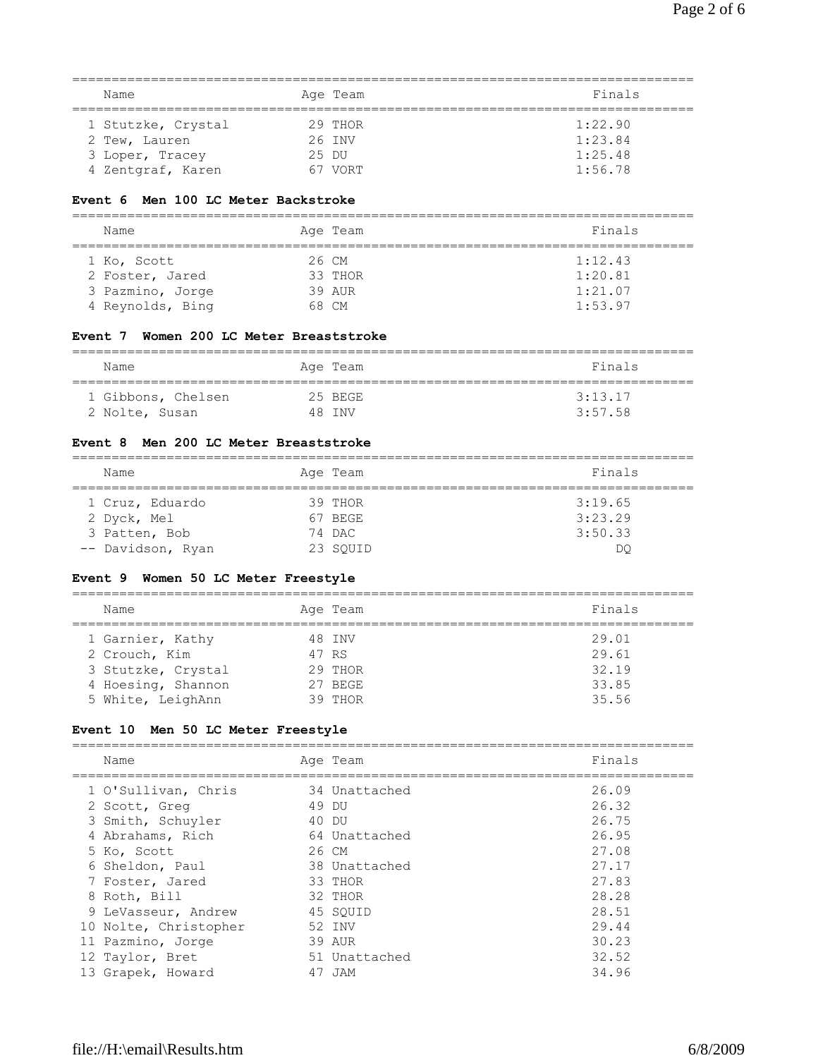| | Name | Age | Team | Finals |
|---|---|---|---|---|
| 1 | Stutzke, Crystal | 29 | THOR | 1:22.90 |
| 2 | Tew, Lauren | 26 | INV | 1:23.84 |
| 3 | Loper, Tracey | 25 | DU | 1:25.48 |
| 4 | Zentgraf, Karen | 67 | VORT | 1:56.78 |

**Event 6 Men 100 LC Meter Backstroke**

| | Name | Age | Team | Finals |
|---|---|---|---|---|
| 1 | Ko, Scott | 26 | CM | 1:12.43 |
| 2 | Foster, Jared | 33 | THOR | 1:20.81 |
| 3 | Pazmino, Jorge | 39 | AUR | 1:21.07 |
| 4 | Reynolds, Bing | 68 | CM | 1:53.97 |

**Event 7 Women 200 LC Meter Breaststroke**

| | Name | Age | Team | Finals |
|---|---|---|---|---|
| 1 | Gibbons, Chelsen | 25 | BEGE | 3:13.17 |
| 2 | Nolte, Susan | 48 | INV | 3:57.58 |

**Event 8 Men 200 LC Meter Breaststroke**

| | Name | Age | Team | Finals |
|---|---|---|---|---|
| 1 | Cruz, Eduardo | 39 | THOR | 3:19.65 |
| 2 | Dyck, Mel | 67 | BEGE | 3:23.29 |
| 3 | Patten, Bob | 74 | DAC | 3:50.33 |
| -- | Davidson, Ryan | 23 | SQUID | DQ |

**Event 9 Women 50 LC Meter Freestyle**

| | Name | Age | Team | Finals |
|---|---|---|---|---|
| 1 | Garnier, Kathy | 48 | INV | 29.01 |
| 2 | Crouch, Kim | 47 | RS | 29.61 |
| 3 | Stutzke, Crystal | 29 | THOR | 32.19 |
| 4 | Hoesing, Shannon | 27 | BEGE | 33.85 |
| 5 | White, LeighAnn | 39 | THOR | 35.56 |

**Event 10 Men 50 LC Meter Freestyle**

| | Name | Age | Team | Finals |
|---|---|---|---|---|
| 1 | O'Sullivan, Chris | 34 | Unattached | 26.09 |
| 2 | Scott, Greg | 49 | DU | 26.32 |
| 3 | Smith, Schuyler | 40 | DU | 26.75 |
| 4 | Abrahams, Rich | 64 | Unattached | 26.95 |
| 5 | Ko, Scott | 26 | CM | 27.08 |
| 6 | Sheldon, Paul | 38 | Unattached | 27.17 |
| 7 | Foster, Jared | 33 | THOR | 27.83 |
| 8 | Roth, Bill | 32 | THOR | 28.28 |
| 9 | LeVasseur, Andrew | 45 | SQUID | 28.51 |
| 10 | Nolte, Christopher | 52 | INV | 29.44 |
| 11 | Pazmino, Jorge | 39 | AUR | 30.23 |
| 12 | Taylor, Bret | 51 | Unattached | 32.52 |
| 13 | Grapek, Howard | 47 | JAM | 34.96 |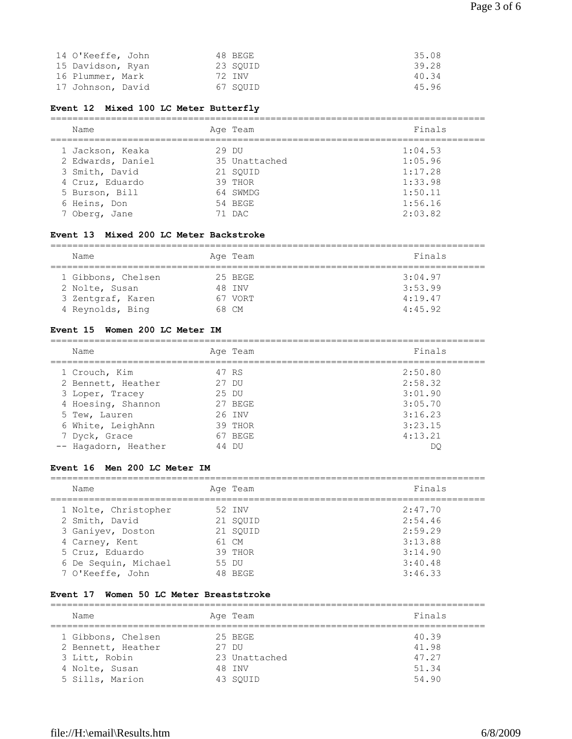| | Name | Age | Team | Finals |
|---|---|---|---|---|
| 14 | O'Keeffe, John | 48 | BEGE | 35.08 |
| 15 | Davidson, Ryan | 23 | SQUID | 39.28 |
| 16 | Plummer, Mark | 72 | INV | 40.34 |
| 17 | Johnson, David | 67 | SQUID | 45.96 |

### Event 12 Mixed 100 LC Meter Butterfly

| | Name | Age | Team | Finals |
|---|---|---|---|---|
| 1 | Jackson, Keaka | 29 | DU | 1:04.53 |
| 2 | Edwards, Daniel | 35 | Unattached | 1:05.96 |
| 3 | Smith, David | 21 | SQUID | 1:17.28 |
| 4 | Cruz, Eduardo | 39 | THOR | 1:33.98 |
| 5 | Burson, Bill | 64 | SWMDG | 1:50.11 |
| 6 | Heins, Don | 54 | BEGE | 1:56.16 |
| 7 | Oberg, Jane | 71 | DAC | 2:03.82 |

### Event 13 Mixed 200 LC Meter Backstroke

| | Name | Age | Team | Finals |
|---|---|---|---|---|
| 1 | Gibbons, Chelsen | 25 | BEGE | 3:04.97 |
| 2 | Nolte, Susan | 48 | INV | 3:53.99 |
| 3 | Zentgraf, Karen | 67 | VORT | 4:19.47 |
| 4 | Reynolds, Bing | 68 | CM | 4:45.92 |

### Event 15 Women 200 LC Meter IM

| | Name | Age | Team | Finals |
|---|---|---|---|---|
| 1 | Crouch, Kim | 47 | RS | 2:50.80 |
| 2 | Bennett, Heather | 27 | DU | 2:58.32 |
| 3 | Loper, Tracey | 25 | DU | 3:01.90 |
| 4 | Hoesing, Shannon | 27 | BEGE | 3:05.70 |
| 5 | Tew, Lauren | 26 | INV | 3:16.23 |
| 6 | White, LeighAnn | 39 | THOR | 3:23.15 |
| 7 | Dyck, Grace | 67 | BEGE | 4:13.21 |
| -- | Hagadorn, Heather | 44 | DU | DQ |

### Event 16 Men 200 LC Meter IM

| | Name | Age | Team | Finals |
|---|---|---|---|---|
| 1 | Nolte, Christopher | 52 | INV | 2:47.70 |
| 2 | Smith, David | 21 | SQUID | 2:54.46 |
| 3 | Ganiyev, Doston | 21 | SQUID | 2:59.29 |
| 4 | Carney, Kent | 61 | CM | 3:13.88 |
| 5 | Cruz, Eduardo | 39 | THOR | 3:14.90 |
| 6 | De Sequin, Michael | 55 | DU | 3:40.48 |
| 7 | O'Keeffe, John | 48 | BEGE | 3:46.33 |

### Event 17 Women 50 LC Meter Breaststroke

| | Name | Age | Team | Finals |
|---|---|---|---|---|
| 1 | Gibbons, Chelsen | 25 | BEGE | 40.39 |
| 2 | Bennett, Heather | 27 | DU | 41.98 |
| 3 | Litt, Robin | 23 | Unattached | 47.27 |
| 4 | Nolte, Susan | 48 | INV | 51.34 |
| 5 | Sills, Marion | 43 | SQUID | 54.90 |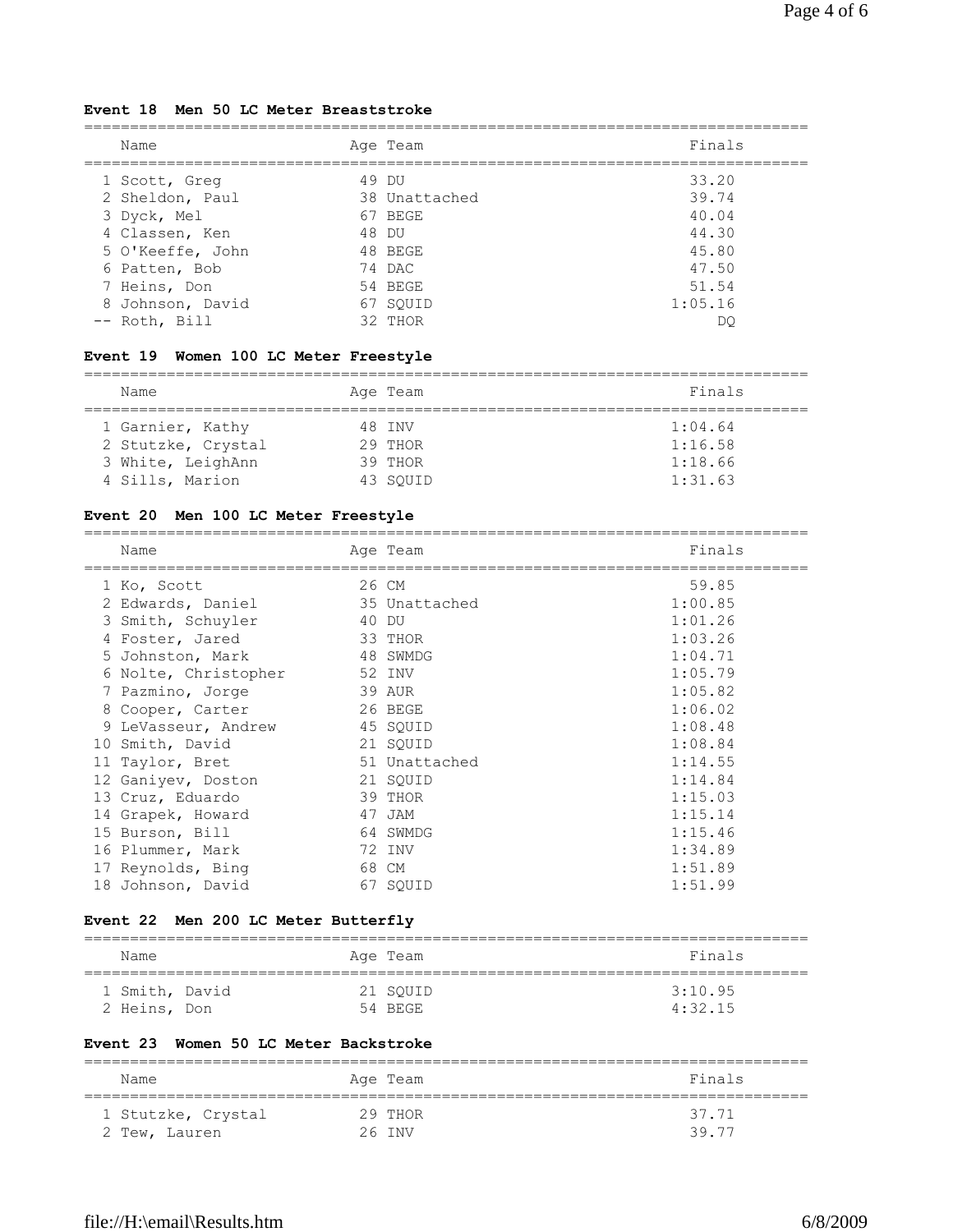### Event 18 Men 50 LC Meter Breaststroke

| | Name | Age | Team | Finals |
|---|---|---|---|---|
| 1 | Scott, Greg | 49 | DU | 33.20 |
| 2 | Sheldon, Paul | 38 | Unattached | 39.74 |
| 3 | Dyck, Mel | 67 | BEGE | 40.04 |
| 4 | Classen, Ken | 48 | DU | 44.30 |
| 5 | O'Keeffe, John | 48 | BEGE | 45.80 |
| 6 | Patten, Bob | 74 | DAC | 47.50 |
| 7 | Heins, Don | 54 | BEGE | 51.54 |
| 8 | Johnson, David | 67 | SQUID | 1:05.16 |
| -- | Roth, Bill | 32 | THOR | DQ |

### Event 19 Women 100 LC Meter Freestyle

| | Name | Age | Team | Finals |
|---|---|---|---|---|
| 1 | Garnier, Kathy | 48 | INV | 1:04.64 |
| 2 | Stutzke, Crystal | 29 | THOR | 1:16.58 |
| 3 | White, LeighAnn | 39 | THOR | 1:18.66 |
| 4 | Sills, Marion | 43 | SQUID | 1:31.63 |

### Event 20 Men 100 LC Meter Freestyle

| | Name | Age | Team | Finals |
|---|---|---|---|---|
| 1 | Ko, Scott | 26 | CM | 59.85 |
| 2 | Edwards, Daniel | 35 | Unattached | 1:00.85 |
| 3 | Smith, Schuyler | 40 | DU | 1:01.26 |
| 4 | Foster, Jared | 33 | THOR | 1:03.26 |
| 5 | Johnston, Mark | 48 | SWMDG | 1:04.71 |
| 6 | Nolte, Christopher | 52 | INV | 1:05.79 |
| 7 | Pazmino, Jorge | 39 | AUR | 1:05.82 |
| 8 | Cooper, Carter | 26 | BEGE | 1:06.02 |
| 9 | LeVasseur, Andrew | 45 | SQUID | 1:08.48 |
| 10 | Smith, David | 21 | SQUID | 1:08.84 |
| 11 | Taylor, Bret | 51 | Unattached | 1:14.55 |
| 12 | Ganiyev, Doston | 21 | SQUID | 1:14.84 |
| 13 | Cruz, Eduardo | 39 | THOR | 1:15.03 |
| 14 | Grapek, Howard | 47 | JAM | 1:15.14 |
| 15 | Burson, Bill | 64 | SWMDG | 1:15.46 |
| 16 | Plummer, Mark | 72 | INV | 1:34.89 |
| 17 | Reynolds, Bing | 68 | CM | 1:51.89 |
| 18 | Johnson, David | 67 | SQUID | 1:51.99 |

### Event 22 Men 200 LC Meter Butterfly

| | Name | Age | Team | Finals |
|---|---|---|---|---|
| 1 | Smith, David | 21 | SQUID | 3:10.95 |
| 2 | Heins, Don | 54 | BEGE | 4:32.15 |

### Event 23 Women 50 LC Meter Backstroke

| | Name | Age | Team | Finals |
|---|---|---|---|---|
| 1 | Stutzke, Crystal | 29 | THOR | 37.71 |
| 2 | Tew, Lauren | 26 | INV | 39.77 |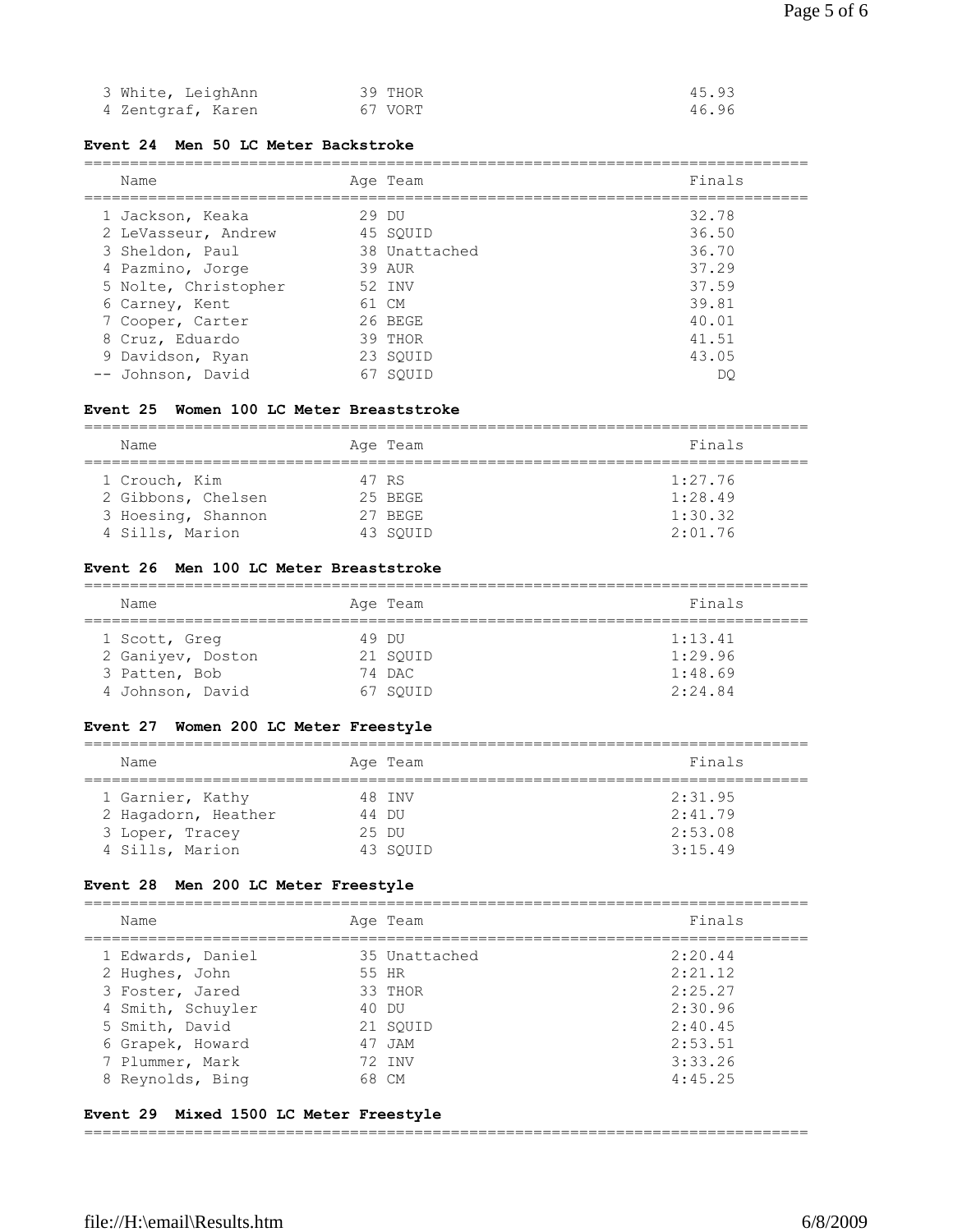| | Name | Age | Team | Finals |
|---|---|---|---|---|
| 3 | White, LeighAnn | 39 | THOR | 45.93 |
| 4 | Zentgraf, Karen | 67 | VORT | 46.96 |

### Event 24 Men 50 LC Meter Backstroke

| | Name | Age | Team | Finals |
|---|---|---|---|---|
| 1 | Jackson, Keaka | 29 | DU | 32.78 |
| 2 | LeVasseur, Andrew | 45 | SQUID | 36.50 |
| 3 | Sheldon, Paul | 38 | Unattached | 36.70 |
| 4 | Pazmino, Jorge | 39 | AUR | 37.29 |
| 5 | Nolte, Christopher | 52 | INV | 37.59 |
| 6 | Carney, Kent | 61 | CM | 39.81 |
| 7 | Cooper, Carter | 26 | BEGE | 40.01 |
| 8 | Cruz, Eduardo | 39 | THOR | 41.51 |
| 9 | Davidson, Ryan | 23 | SQUID | 43.05 |
| -- | Johnson, David | 67 | SQUID | DQ |

### Event 25 Women 100 LC Meter Breaststroke

| | Name | Age | Team | Finals |
|---|---|---|---|---|
| 1 | Crouch, Kim | 47 | RS | 1:27.76 |
| 2 | Gibbons, Chelsen | 25 | BEGE | 1:28.49 |
| 3 | Hoesing, Shannon | 27 | BEGE | 1:30.32 |
| 4 | Sills, Marion | 43 | SQUID | 2:01.76 |

### Event 26 Men 100 LC Meter Breaststroke

| | Name | Age | Team | Finals |
|---|---|---|---|---|
| 1 | Scott, Greg | 49 | DU | 1:13.41 |
| 2 | Ganiyev, Doston | 21 | SQUID | 1:29.96 |
| 3 | Patten, Bob | 74 | DAC | 1:48.69 |
| 4 | Johnson, David | 67 | SQUID | 2:24.84 |

### Event 27 Women 200 LC Meter Freestyle

| | Name | Age | Team | Finals |
|---|---|---|---|---|
| 1 | Garnier, Kathy | 48 | INV | 2:31.95 |
| 2 | Hagadorn, Heather | 44 | DU | 2:41.79 |
| 3 | Loper, Tracey | 25 | DU | 2:53.08 |
| 4 | Sills, Marion | 43 | SQUID | 3:15.49 |

### Event 28 Men 200 LC Meter Freestyle

| | Name | Age | Team | Finals |
|---|---|---|---|---|
| 1 | Edwards, Daniel | 35 | Unattached | 2:20.44 |
| 2 | Hughes, John | 55 | HR | 2:21.12 |
| 3 | Foster, Jared | 33 | THOR | 2:25.27 |
| 4 | Smith, Schuyler | 40 | DU | 2:30.96 |
| 5 | Smith, David | 21 | SQUID | 2:40.45 |
| 6 | Grapek, Howard | 47 | JAM | 2:53.51 |
| 7 | Plummer, Mark | 72 | INV | 3:33.26 |
| 8 | Reynolds, Bing | 68 | CM | 4:45.25 |

### Event 29 Mixed 1500 LC Meter Freestyle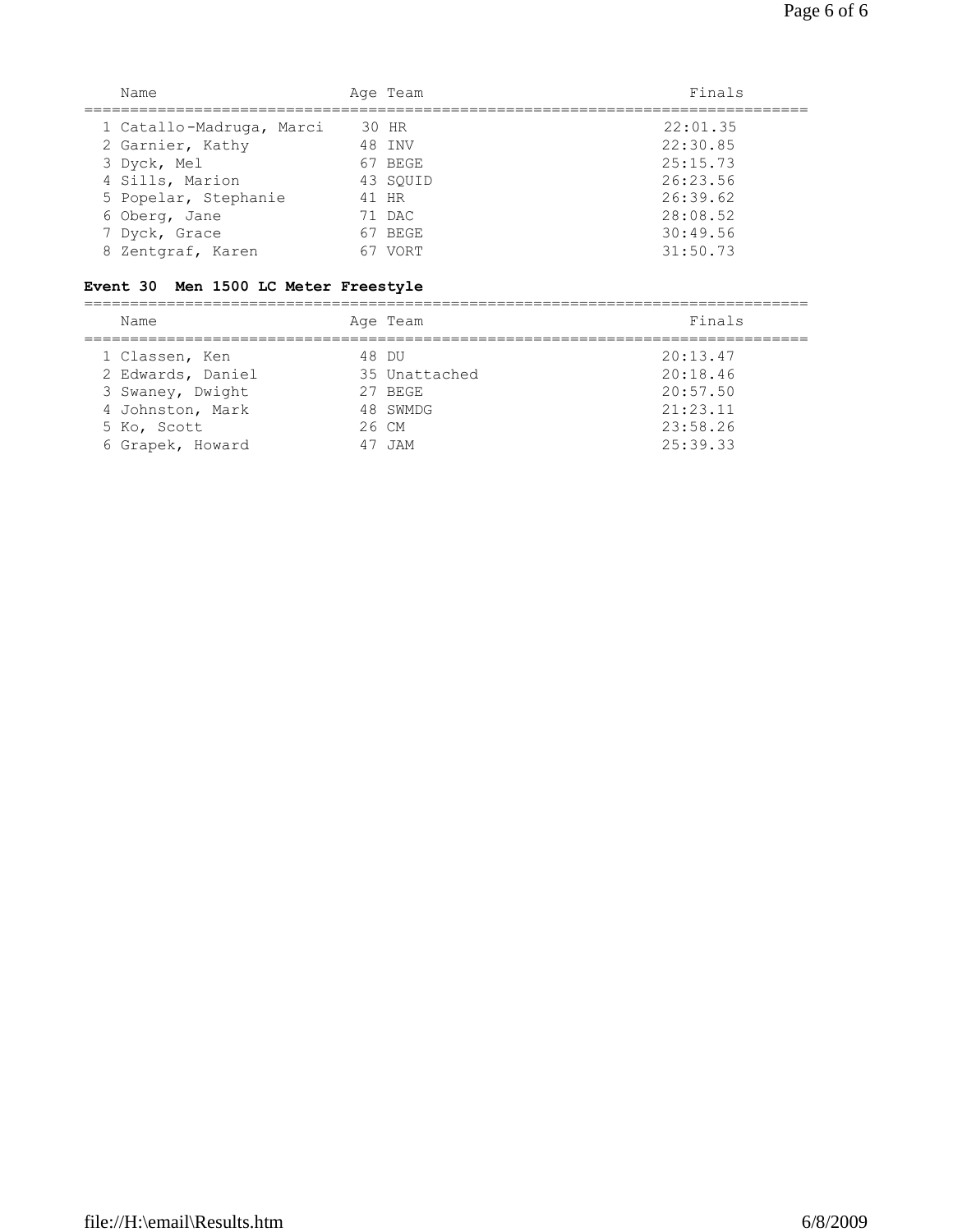| Name | Age | Team | Finals |
|---|---|---|---|
| 1 Catallo-Madruga, Marci | 30 | HR | 22:01.35 |
| 2 Garnier, Kathy | 48 | INV | 22:30.85 |
| 3 Dyck, Mel | 67 | BEGE | 25:15.73 |
| 4 Sills, Marion | 43 | SQUID | 26:23.56 |
| 5 Popelar, Stephanie | 41 | HR | 26:39.62 |
| 6 Oberg, Jane | 71 | DAC | 28:08.52 |
| 7 Dyck, Grace | 67 | BEGE | 30:49.56 |
| 8 Zentgraf, Karen | 67 | VORT | 31:50.73 |

**Event 30 Men 1500 LC Meter Freestyle**

| Name | Age | Team | Finals |
|---|---|---|---|
| 1 Classen, Ken | 48 | DU | 20:13.47 |
| 2 Edwards, Daniel | 35 | Unattached | 20:18.46 |
| 3 Swaney, Dwight | 27 | BEGE | 20:57.50 |
| 4 Johnston, Mark | 48 | SWMDG | 21:23.11 |
| 5 Ko, Scott | 26 | CM | 23:58.26 |
| 6 Grapek, Howard | 47 | JAM | 25:39.33 |